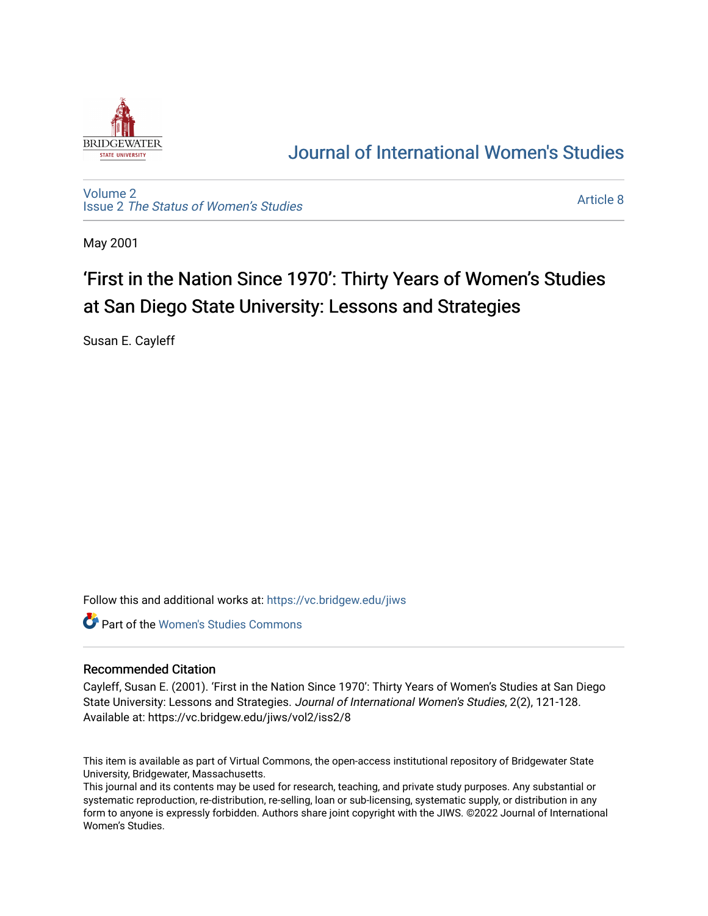Journal of International Women's Studies

Volume 2
Issue 2 *The Status of Women's Studies*

Article 8

May 2001

# 'First in the Nation Since 1970': Thirty Years of Women's Studies at San Diego State University: Lessons and Strategies

Susan E. Cayleff

Follow this and additional works at: https://vc.bridgew.edu/jiws

Part of the Women's Studies Commons

## Recommended Citation

Cayleff, Susan E. (2001). 'First in the Nation Since 1970': Thirty Years of Women's Studies at San Diego State University: Lessons and Strategies. *Journal of International Women's Studies*, 2(2), 121-128.
Available at: https://vc.bridgew.edu/jiws/vol2/iss2/8

This item is available as part of Virtual Commons, the open-access institutional repository of Bridgewater State University, Bridgewater, Massachusetts.
This journal and its contents may be used for research, teaching, and private study purposes. Any substantial or systematic reproduction, re-distribution, re-selling, loan or sub-licensing, systematic supply, or distribution in any form to anyone is expressly forbidden. Authors share joint copyright with the JIWS. ©2022 Journal of International Women's Studies.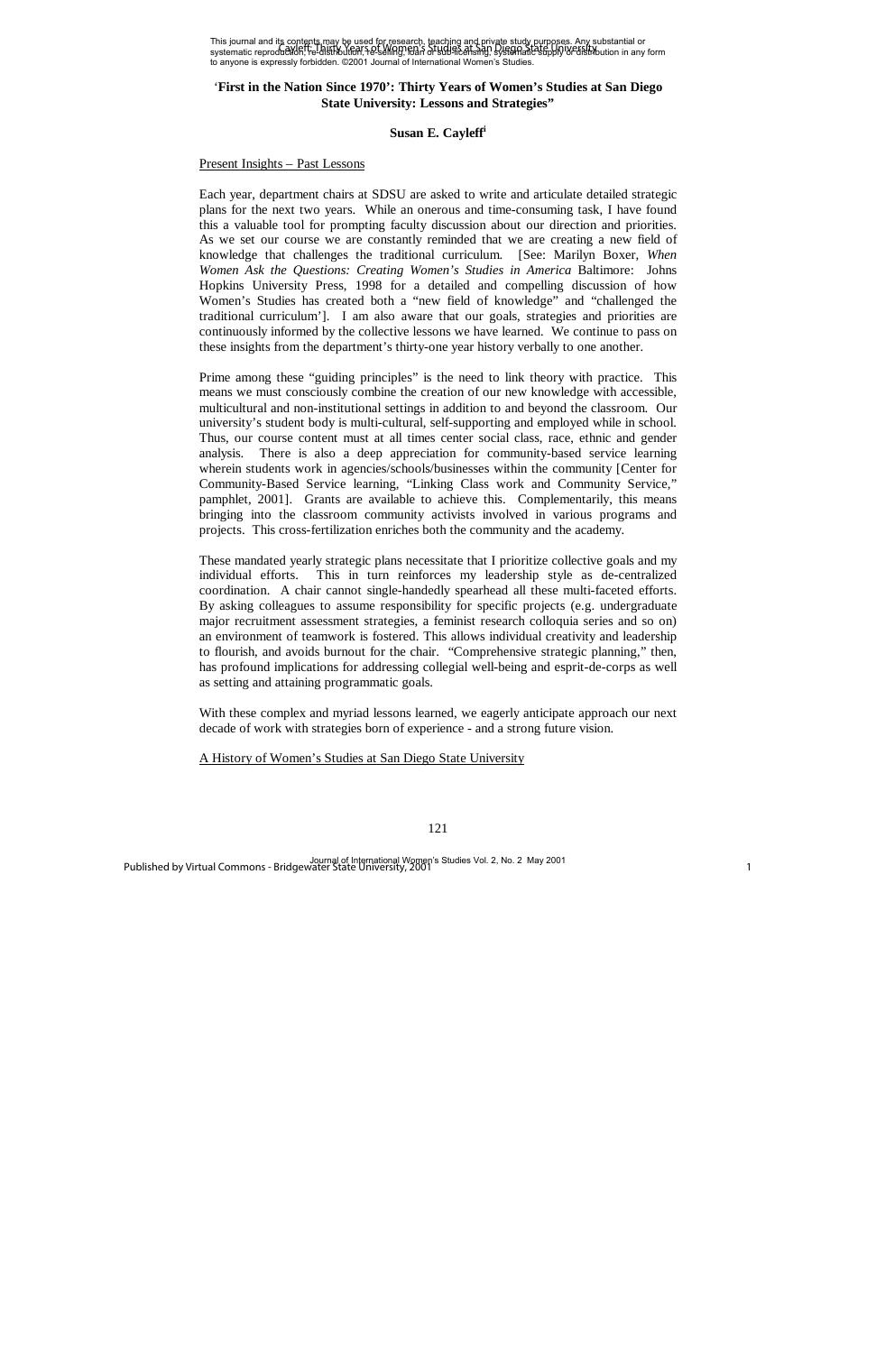This journal and its contents may be used for research, teaching and private study purposes. Any substantial or systematic reproduction, re-distribution, re-selling, loan or sub-licensing, systematic supply or distribution in any form to anyone is expressly forbidden. ©2001 Journal of International Women's Studies.

## 'First in the Nation Since 1970': Thirty Years of Women's Studies at San Diego State University: Lessons and Strategies"

**Susan E. Cayleff**[i]

Present Insights – Past Lessons

Each year, department chairs at SDSU are asked to write and articulate detailed strategic plans for the next two years. While an onerous and time-consuming task, I have found this a valuable tool for prompting faculty discussion about our direction and priorities. As we set our course we are constantly reminded that we are creating a new field of knowledge that challenges the traditional curriculum. [See: Marilyn Boxer, *When Women Ask the Questions: Creating Women's Studies in America* Baltimore: Johns Hopkins University Press, 1998 for a detailed and compelling discussion of how Women's Studies has created both a "new field of knowledge" and "challenged the traditional curriculum']. I am also aware that our goals, strategies and priorities are continuously informed by the collective lessons we have learned. We continue to pass on these insights from the department's thirty-one year history verbally to one another.

Prime among these "guiding principles" is the need to link theory with practice. This means we must consciously combine the creation of our new knowledge with accessible, multicultural and non-institutional settings in addition to and beyond the classroom. Our university's student body is multi-cultural, self-supporting and employed while in school. Thus, our course content must at all times center social class, race, ethnic and gender analysis. There is also a deep appreciation for community-based service learning wherein students work in agencies/schools/businesses within the community [Center for Community-Based Service learning, "Linking Class work and Community Service," pamphlet, 2001]. Grants are available to achieve this. Complementarily, this means bringing into the classroom community activists involved in various programs and projects. This cross-fertilization enriches both the community and the academy.

These mandated yearly strategic plans necessitate that I prioritize collective goals and my individual efforts. This in turn reinforces my leadership style as de-centralized coordination. A chair cannot single-handedly spearhead all these multi-faceted efforts. By asking colleagues to assume responsibility for specific projects (e.g. undergraduate major recruitment assessment strategies, a feminist research colloquia series and so on) an environment of teamwork is fostered. This allows individual creativity and leadership to flourish, and avoids burnout for the chair. "Comprehensive strategic planning," then, has profound implications for addressing collegial well-being and esprit-de-corps as well as setting and attaining programmatic goals.

With these complex and myriad lessons learned, we eagerly anticipate approach our next decade of work with strategies born of experience - and a strong future vision.

A History of Women's Studies at San Diego State University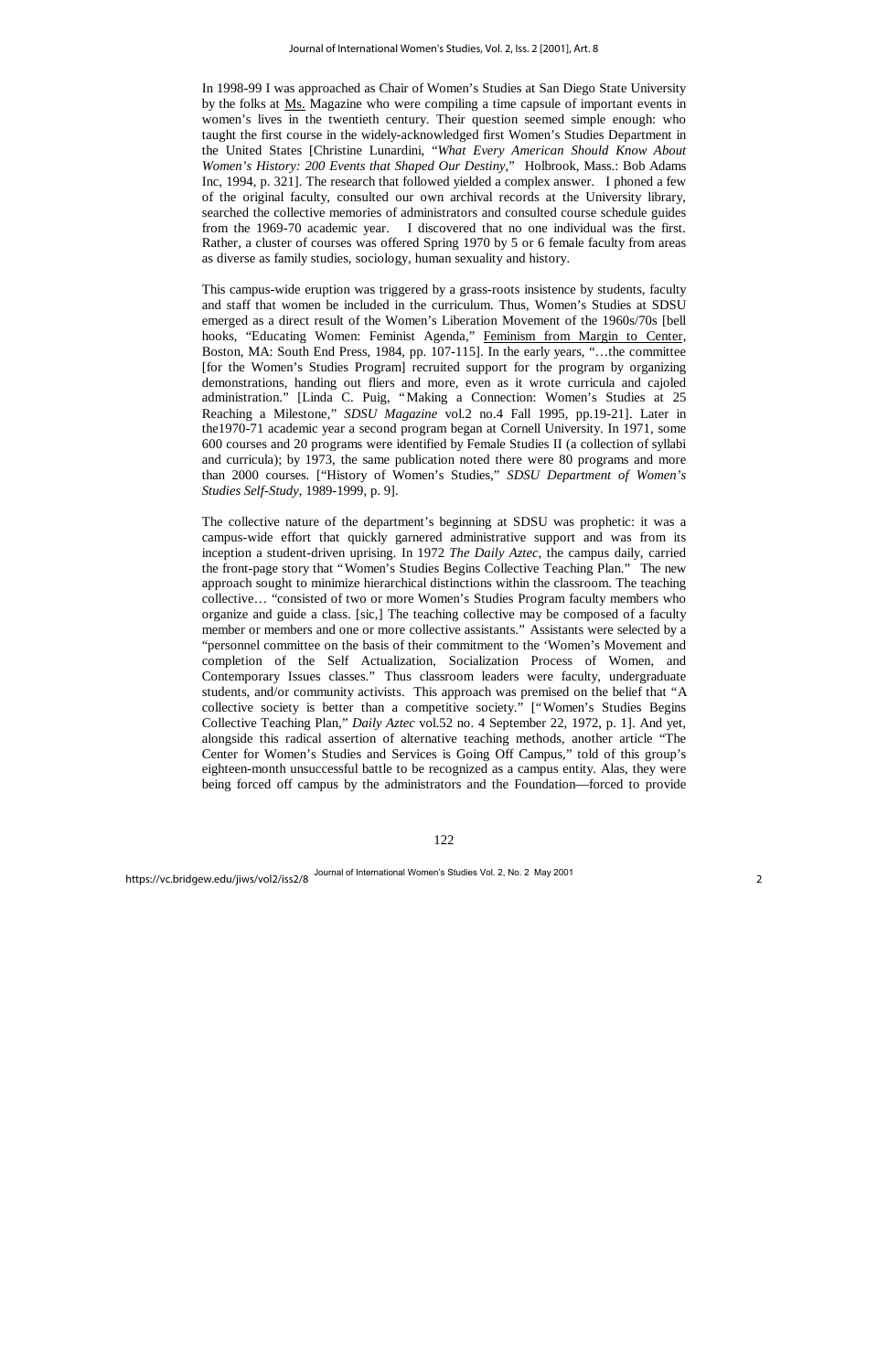In 1998-99 I was approached as Chair of Women's Studies at San Diego State University by the folks at Ms. Magazine who were compiling a time capsule of important events in women's lives in the twentieth century. Their question seemed simple enough: who taught the first course in the widely-acknowledged first Women's Studies Department in the United States [Christine Lunardini, "*What Every American Should Know About Women's History: 200 Events that Shaped Our Destiny*," Holbrook, Mass.: Bob Adams Inc, 1994, p. 321]. The research that followed yielded a complex answer. I phoned a few of the original faculty, consulted our own archival records at the University library, searched the collective memories of administrators and consulted course schedule guides from the 1969-70 academic year. I discovered that no one individual was the first. Rather, a cluster of courses was offered Spring 1970 by 5 or 6 female faculty from areas as diverse as family studies, sociology, human sexuality and history.

This campus-wide eruption was triggered by a grass-roots insistence by students, faculty and staff that women be included in the curriculum. Thus, Women's Studies at SDSU emerged as a direct result of the Women's Liberation Movement of the 1960s/70s [bell hooks, "Educating Women: Feminist Agenda," Feminism from Margin to Center, Boston, MA: South End Press, 1984, pp. 107-115]. In the early years, "…the committee [for the Women's Studies Program] recruited support for the program by organizing demonstrations, handing out fliers and more, even as it wrote curricula and cajoled administration." [Linda C. Puig, "Making a Connection: Women's Studies at 25 Reaching a Milestone," *SDSU Magazine* vol.2 no.4 Fall 1995, pp.19-21]. Later in the1970-71 academic year a second program began at Cornell University. In 1971, some 600 courses and 20 programs were identified by Female Studies II (a collection of syllabi and curricula); by 1973, the same publication noted there were 80 programs and more than 2000 courses. ["History of Women's Studies," *SDSU Department of Women's Studies Self-Study*, 1989-1999, p. 9].

The collective nature of the department's beginning at SDSU was prophetic: it was a campus-wide effort that quickly garnered administrative support and was from its inception a student-driven uprising. In 1972 *The Daily Aztec*, the campus daily, carried the front-page story that "Women's Studies Begins Collective Teaching Plan." The new approach sought to minimize hierarchical distinctions within the classroom. The teaching collective… "consisted of two or more Women's Studies Program faculty members who organize and guide a class. [sic,] The teaching collective may be composed of a faculty member or members and one or more collective assistants." Assistants were selected by a "personnel committee on the basis of their commitment to the 'Women's Movement and completion of the Self Actualization, Socialization Process of Women, and Contemporary Issues classes." Thus classroom leaders were faculty, undergraduate students, and/or community activists. This approach was premised on the belief that "A collective society is better than a competitive society." ["Women's Studies Begins Collective Teaching Plan," *Daily Aztec* vol.52 no. 4 September 22, 1972, p. 1]. And yet, alongside this radical assertion of alternative teaching methods, another article "The Center for Women's Studies and Services is Going Off Campus," told of this group's eighteen-month unsuccessful battle to be recognized as a campus entity. Alas, they were being forced off campus by the administrators and the Foundation—forced to provide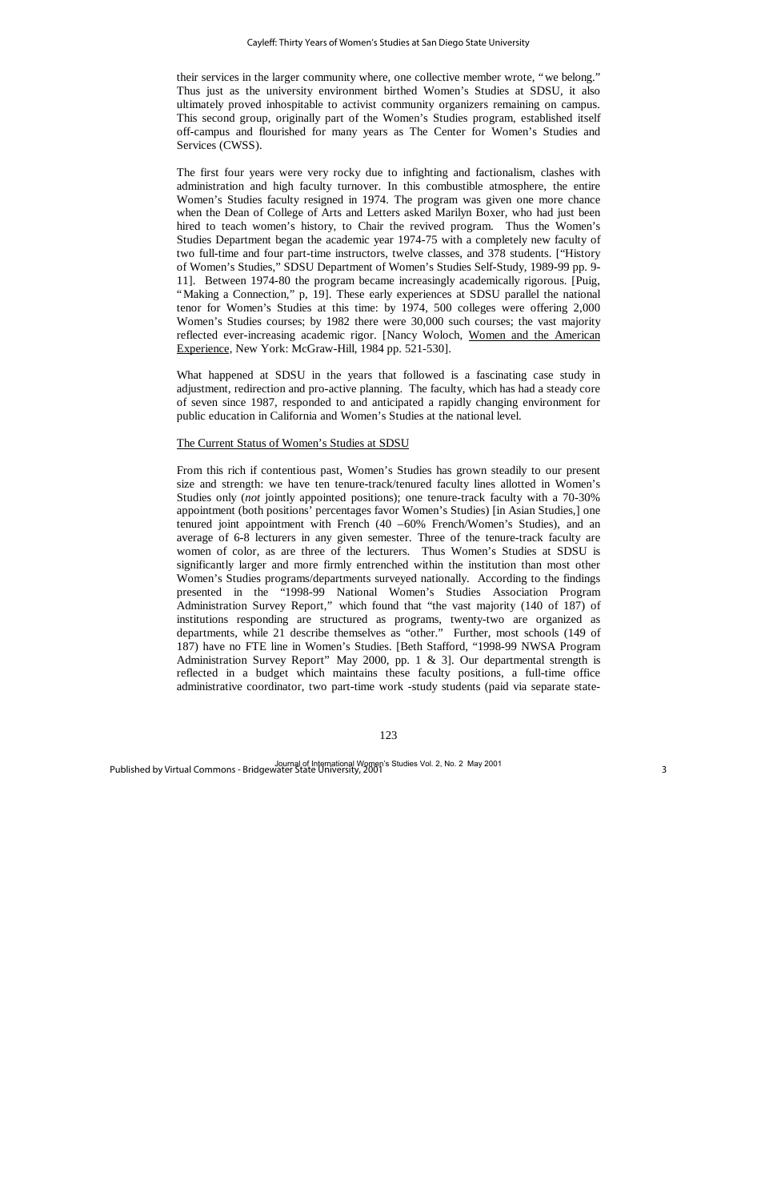their services in the larger community where, one collective member wrote, "we belong." Thus just as the university environment birthed Women's Studies at SDSU, it also ultimately proved inhospitable to activist community organizers remaining on campus. This second group, originally part of the Women's Studies program, established itself off-campus and flourished for many years as The Center for Women's Studies and Services (CWSS).

The first four years were very rocky due to infighting and factionalism, clashes with administration and high faculty turnover. In this combustible atmosphere, the entire Women's Studies faculty resigned in 1974. The program was given one more chance when the Dean of College of Arts and Letters asked Marilyn Boxer, who had just been hired to teach women's history, to Chair the revived program. Thus the Women's Studies Department began the academic year 1974-75 with a completely new faculty of two full-time and four part-time instructors, twelve classes, and 378 students. ["History of Women's Studies," SDSU Department of Women's Studies Self-Study, 1989-99 pp. 9-11]. Between 1974-80 the program became increasingly academically rigorous. [Puig, "Making a Connection," p, 19]. These early experiences at SDSU parallel the national tenor for Women's Studies at this time: by 1974, 500 colleges were offering 2,000 Women's Studies courses; by 1982 there were 30,000 such courses; the vast majority reflected ever-increasing academic rigor. [Nancy Woloch, Women and the American Experience, New York: McGraw-Hill, 1984 pp. 521-530].

What happened at SDSU in the years that followed is a fascinating case study in adjustment, redirection and pro-active planning. The faculty, which has had a steady core of seven since 1987, responded to and anticipated a rapidly changing environment for public education in California and Women's Studies at the national level.

## The Current Status of Women's Studies at SDSU

From this rich if contentious past, Women's Studies has grown steadily to our present size and strength: we have ten tenure-track/tenured faculty lines allotted in Women's Studies only (*not* jointly appointed positions); one tenure-track faculty with a 70-30% appointment (both positions' percentages favor Women's Studies) [in Asian Studies,] one tenured joint appointment with French (40 –60% French/Women's Studies), and an average of 6-8 lecturers in any given semester. Three of the tenure-track faculty are women of color, as are three of the lecturers. Thus Women's Studies at SDSU is significantly larger and more firmly entrenched within the institution than most other Women's Studies programs/departments surveyed nationally. According to the findings presented in the "1998-99 National Women's Studies Association Program Administration Survey Report," which found that "the vast majority (140 of 187) of institutions responding are structured as programs, twenty-two are organized as departments, while 21 describe themselves as "other." Further, most schools (149 of 187) have no FTE line in Women's Studies. [Beth Stafford, "1998-99 NWSA Program Administration Survey Report" May 2000, pp. 1 & 3]. Our departmental strength is reflected in a budget which maintains these faculty positions, a full-time office administrative coordinator, two part-time work -study students (paid via separate state-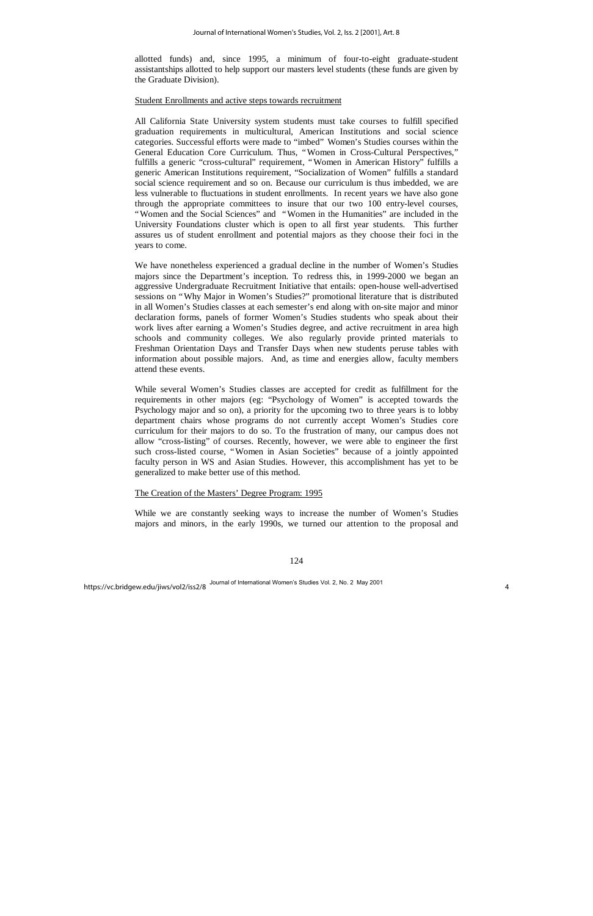allotted funds) and, since 1995, a minimum of four-to-eight graduate-student assistantships allotted to help support our masters level students (these funds are given by the Graduate Division).

Student Enrollments and active steps towards recruitment

All California State University system students must take courses to fulfill specified graduation requirements in multicultural, American Institutions and social science categories. Successful efforts were made to "imbed" Women's Studies courses within the General Education Core Curriculum. Thus, "Women in Cross-Cultural Perspectives," fulfills a generic "cross-cultural" requirement, "Women in American History" fulfills a generic American Institutions requirement, "Socialization of Women" fulfills a standard social science requirement and so on. Because our curriculum is thus imbedded, we are less vulnerable to fluctuations in student enrollments. In recent years we have also gone through the appropriate committees to insure that our two 100 entry-level courses, "Women and the Social Sciences" and "Women in the Humanities" are included in the University Foundations cluster which is open to all first year students. This further assures us of student enrollment and potential majors as they choose their foci in the years to come.

We have nonetheless experienced a gradual decline in the number of Women's Studies majors since the Department's inception. To redress this, in 1999-2000 we began an aggressive Undergraduate Recruitment Initiative that entails: open-house well-advertised sessions on "Why Major in Women's Studies?" promotional literature that is distributed in all Women's Studies classes at each semester's end along with on-site major and minor declaration forms, panels of former Women's Studies students who speak about their work lives after earning a Women's Studies degree, and active recruitment in area high schools and community colleges. We also regularly provide printed materials to Freshman Orientation Days and Transfer Days when new students peruse tables with information about possible majors. And, as time and energies allow, faculty members attend these events.

While several Women's Studies classes are accepted for credit as fulfillment for the requirements in other majors (eg: "Psychology of Women" is accepted towards the Psychology major and so on), a priority for the upcoming two to three years is to lobby department chairs whose programs do not currently accept Women's Studies core curriculum for their majors to do so. To the frustration of many, our campus does not allow "cross-listing" of courses. Recently, however, we were able to engineer the first such cross-listed course, "Women in Asian Societies" because of a jointly appointed faculty person in WS and Asian Studies. However, this accomplishment has yet to be generalized to make better use of this method.

The Creation of the Masters' Degree Program: 1995

While we are constantly seeking ways to increase the number of Women's Studies majors and minors, in the early 1990s, we turned our attention to the proposal and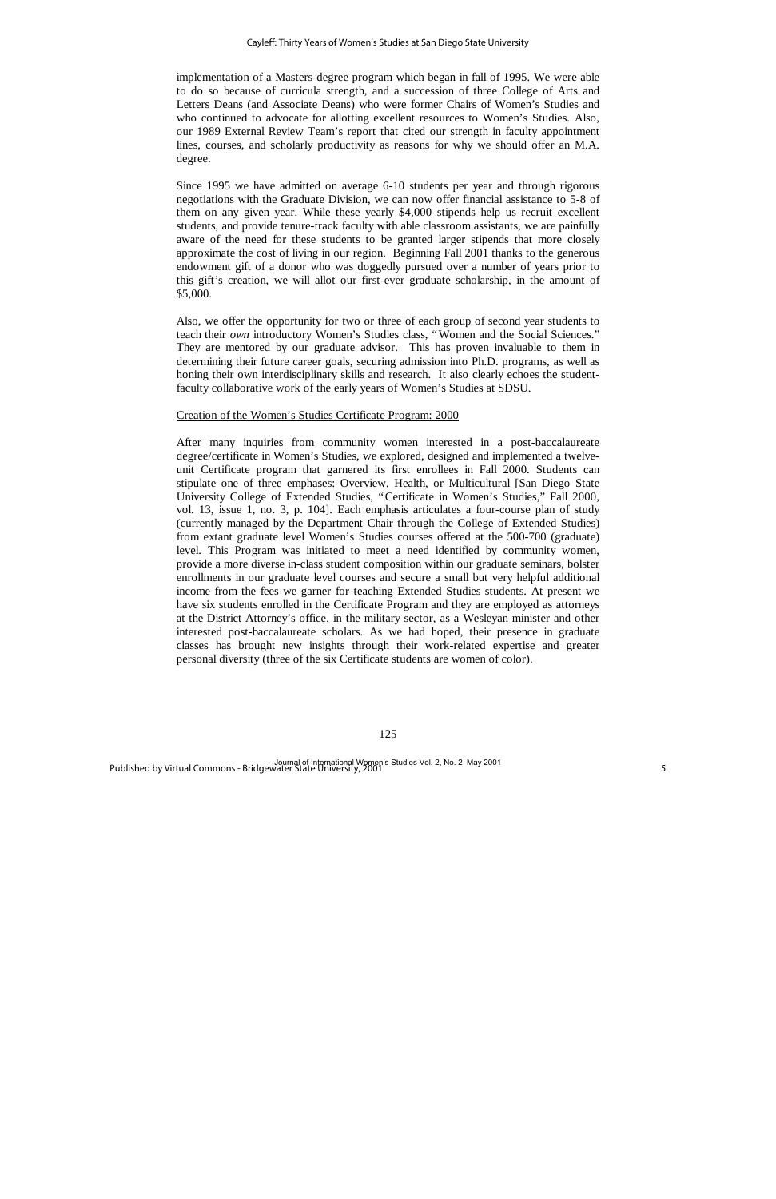implementation of a Masters-degree program which began in fall of 1995. We were able to do so because of curricula strength, and a succession of three College of Arts and Letters Deans (and Associate Deans) who were former Chairs of Women's Studies and who continued to advocate for allotting excellent resources to Women's Studies. Also, our 1989 External Review Team's report that cited our strength in faculty appointment lines, courses, and scholarly productivity as reasons for why we should offer an M.A. degree.

Since 1995 we have admitted on average 6-10 students per year and through rigorous negotiations with the Graduate Division, we can now offer financial assistance to 5-8 of them on any given year. While these yearly $4,000 stipends help us recruit excellent students, and provide tenure-track faculty with able classroom assistants, we are painfully aware of the need for these students to be granted larger stipends that more closely approximate the cost of living in our region. Beginning Fall 2001 thanks to the generous endowment gift of a donor who was doggedly pursued over a number of years prior to this gift's creation, we will allot our first-ever graduate scholarship, in the amount of $5,000.

Also, we offer the opportunity for two or three of each group of second year students to teach their *own* introductory Women's Studies class, "Women and the Social Sciences." They are mentored by our graduate advisor. This has proven invaluable to them in determining their future career goals, securing admission into Ph.D. programs, as well as honing their own interdisciplinary skills and research. It also clearly echoes the student-faculty collaborative work of the early years of Women's Studies at SDSU.

## Creation of the Women's Studies Certificate Program: 2000

After many inquiries from community women interested in a post-baccalaureate degree/certificate in Women's Studies, we explored, designed and implemented a twelve-unit Certificate program that garnered its first enrollees in Fall 2000. Students can stipulate one of three emphases: Overview, Health, or Multicultural [San Diego State University College of Extended Studies, "Certificate in Women's Studies," Fall 2000, vol. 13, issue 1, no. 3, p. 104]. Each emphasis articulates a four-course plan of study (currently managed by the Department Chair through the College of Extended Studies) from extant graduate level Women's Studies courses offered at the 500-700 (graduate) level. This Program was initiated to meet a need identified by community women, provide a more diverse in-class student composition within our graduate seminars, bolster enrollments in our graduate level courses and secure a small but very helpful additional income from the fees we garner for teaching Extended Studies students. At present we have six students enrolled in the Certificate Program and they are employed as attorneys at the District Attorney's office, in the military sector, as a Wesleyan minister and other interested post-baccalaureate scholars. As we had hoped, their presence in graduate classes has brought new insights through their work-related expertise and greater personal diversity (three of the six Certificate students are women of color).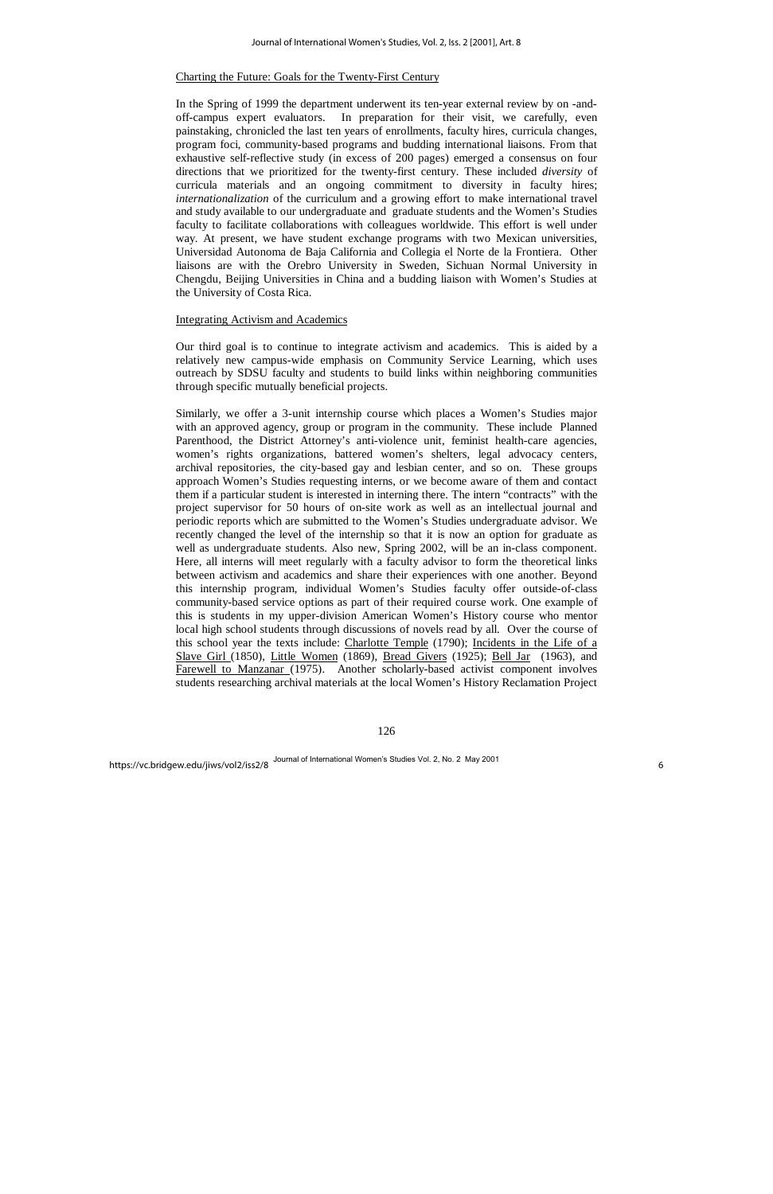Charting the Future: Goals for the Twenty-First Century

In the Spring of 1999 the department underwent its ten-year external review by on -and-off-campus expert evaluators. In preparation for their visit, we carefully, even painstaking, chronicled the last ten years of enrollments, faculty hires, curricula changes, program foci, community-based programs and budding international liaisons. From that exhaustive self-reflective study (in excess of 200 pages) emerged a consensus on four directions that we prioritized for the twenty-first century. These included *diversity* of curricula materials and an ongoing commitment to diversity in faculty hires; *internationalization* of the curriculum and a growing effort to make international travel and study available to our undergraduate and graduate students and the Women's Studies faculty to facilitate collaborations with colleagues worldwide. This effort is well under way. At present, we have student exchange programs with two Mexican universities, Universidad Autonoma de Baja California and Collegia el Norte de la Frontiera. Other liaisons are with the Orebro University in Sweden, Sichuan Normal University in Chengdu, Beijing Universities in China and a budding liaison with Women's Studies at the University of Costa Rica.

Integrating Activism and Academics

Our third goal is to continue to integrate activism and academics. This is aided by a relatively new campus-wide emphasis on Community Service Learning, which uses outreach by SDSU faculty and students to build links within neighboring communities through specific mutually beneficial projects.

Similarly, we offer a 3-unit internship course which places a Women's Studies major with an approved agency, group or program in the community. These include Planned Parenthood, the District Attorney's anti-violence unit, feminist health-care agencies, women's rights organizations, battered women's shelters, legal advocacy centers, archival repositories, the city-based gay and lesbian center, and so on. These groups approach Women's Studies requesting interns, or we become aware of them and contact them if a particular student is interested in interning there. The intern "contracts" with the project supervisor for 50 hours of on-site work as well as an intellectual journal and periodic reports which are submitted to the Women's Studies undergraduate advisor. We recently changed the level of the internship so that it is now an option for graduate as well as undergraduate students. Also new, Spring 2002, will be an in-class component. Here, all interns will meet regularly with a faculty advisor to form the theoretical links between activism and academics and share their experiences with one another. Beyond this internship program, individual Women's Studies faculty offer outside-of-class community-based service options as part of their required course work. One example of this is students in my upper-division American Women's History course who mentor local high school students through discussions of novels read by all. Over the course of this school year the texts include: Charlotte Temple (1790); Incidents in the Life of a Slave Girl (1850), Little Women (1869), Bread Givers (1925); Bell Jar (1963), and Farewell to Manzanar (1975). Another scholarly-based activist component involves students researching archival materials at the local Women's History Reclamation Project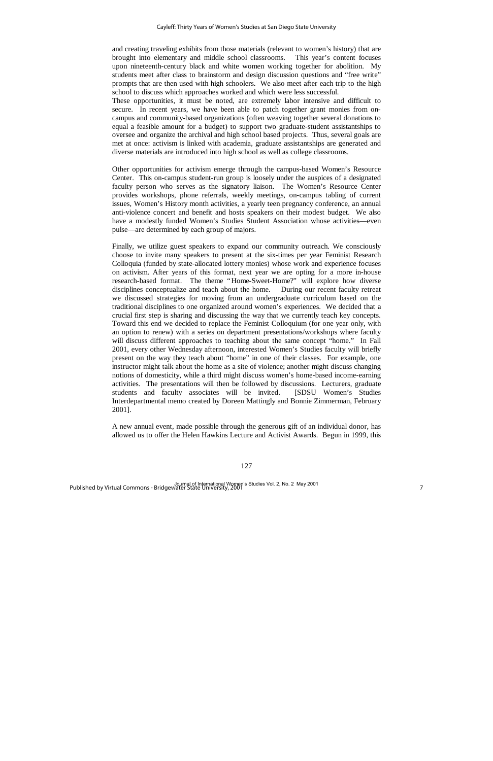and creating traveling exhibits from those materials (relevant to women's history) that are brought into elementary and middle school classrooms. This year's content focuses upon nineteenth-century black and white women working together for abolition. My students meet after class to brainstorm and design discussion questions and "free write" prompts that are then used with high schoolers. We also meet after each trip to the high school to discuss which approaches worked and which were less successful.

These opportunities, it must be noted, are extremely labor intensive and difficult to secure. In recent years, we have been able to patch together grant monies from on-campus and community-based organizations (often weaving together several donations to equal a feasible amount for a budget) to support two graduate-student assistantships to oversee and organize the archival and high school based projects. Thus, several goals are met at once: activism is linked with academia, graduate assistantships are generated and diverse materials are introduced into high school as well as college classrooms.

Other opportunities for activism emerge through the campus-based Women's Resource Center. This on-campus student-run group is loosely under the auspices of a designated faculty person who serves as the signatory liaison. The Women's Resource Center provides workshops, phone referrals, weekly meetings, on-campus tabling of current issues, Women's History month activities, a yearly teen pregnancy conference, an annual anti-violence concert and benefit and hosts speakers on their modest budget. We also have a modestly funded Women's Studies Student Association whose activities—even pulse—are determined by each group of majors.

Finally, we utilize guest speakers to expand our community outreach. We consciously choose to invite many speakers to present at the six-times per year Feminist Research Colloquia (funded by state-allocated lottery monies) whose work and experience focuses on activism. After years of this format, next year we are opting for a more in-house research-based format. The theme "Home-Sweet-Home?" will explore how diverse disciplines conceptualize and teach about the home. During our recent faculty retreat we discussed strategies for moving from an undergraduate curriculum based on the traditional disciplines to one organized around women's experiences. We decided that a crucial first step is sharing and discussing the way that we currently teach key concepts. Toward this end we decided to replace the Feminist Colloquium (for one year only, with an option to renew) with a series on department presentations/workshops where faculty will discuss different approaches to teaching about the same concept "home." In Fall 2001, every other Wednesday afternoon, interested Women's Studies faculty will briefly present on the way they teach about "home" in one of their classes. For example, one instructor might talk about the home as a site of violence; another might discuss changing notions of domesticity, while a third might discuss women's home-based income-earning activities. The presentations will then be followed by discussions. Lecturers, graduate students and faculty associates will be invited. [SDSU Women's Studies Interdepartmental memo created by Doreen Mattingly and Bonnie Zimmerman, February 2001].

A new annual event, made possible through the generous gift of an individual donor, has allowed us to offer the Helen Hawkins Lecture and Activist Awards. Begun in 1999, this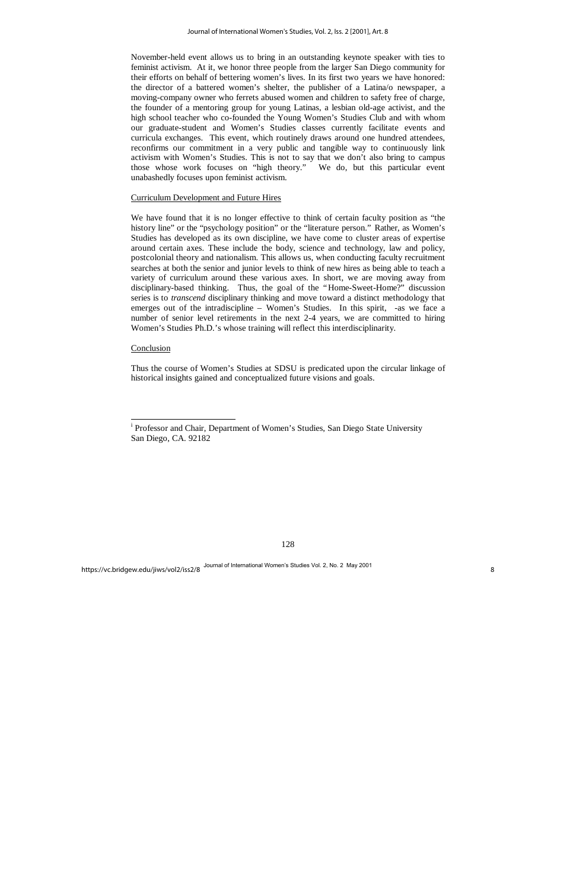November-held event allows us to bring in an outstanding keynote speaker with ties to feminist activism. At it, we honor three people from the larger San Diego community for their efforts on behalf of bettering women's lives. In its first two years we have honored: the director of a battered women's shelter, the publisher of a Latina/o newspaper, a moving-company owner who ferrets abused women and children to safety free of charge, the founder of a mentoring group for young Latinas, a lesbian old-age activist, and the high school teacher who co-founded the Young Women's Studies Club and with whom our graduate-student and Women's Studies classes currently facilitate events and curricula exchanges. This event, which routinely draws around one hundred attendees, reconfirms our commitment in a very public and tangible way to continuously link activism with Women's Studies. This is not to say that we don't also bring to campus those whose work focuses on "high theory." We do, but this particular event unabashedly focuses upon feminist activism.

## Curriculum Development and Future Hires

We have found that it is no longer effective to think of certain faculty position as "the history line" or the "psychology position" or the "literature person." Rather, as Women's Studies has developed as its own discipline, we have come to cluster areas of expertise around certain axes. These include the body, science and technology, law and policy, postcolonial theory and nationalism. This allows us, when conducting faculty recruitment searches at both the senior and junior levels to think of new hires as being able to teach a variety of curriculum around these various axes. In short, we are moving away from disciplinary-based thinking. Thus, the goal of the "Home-Sweet-Home?" discussion series is to *transcend* disciplinary thinking and move toward a distinct methodology that emerges out of the intradiscipline – Women's Studies. In this spirit, -as we face a number of senior level retirements in the next 2-4 years, we are committed to hiring Women's Studies Ph.D.'s whose training will reflect this interdisciplinarity.

## Conclusion

Thus the course of Women's Studies at SDSU is predicated upon the circular linkage of historical insights gained and conceptualized future visions and goals.

---

[i] Professor and Chair, Department of Women's Studies, San Diego State University San Diego, CA. 92182